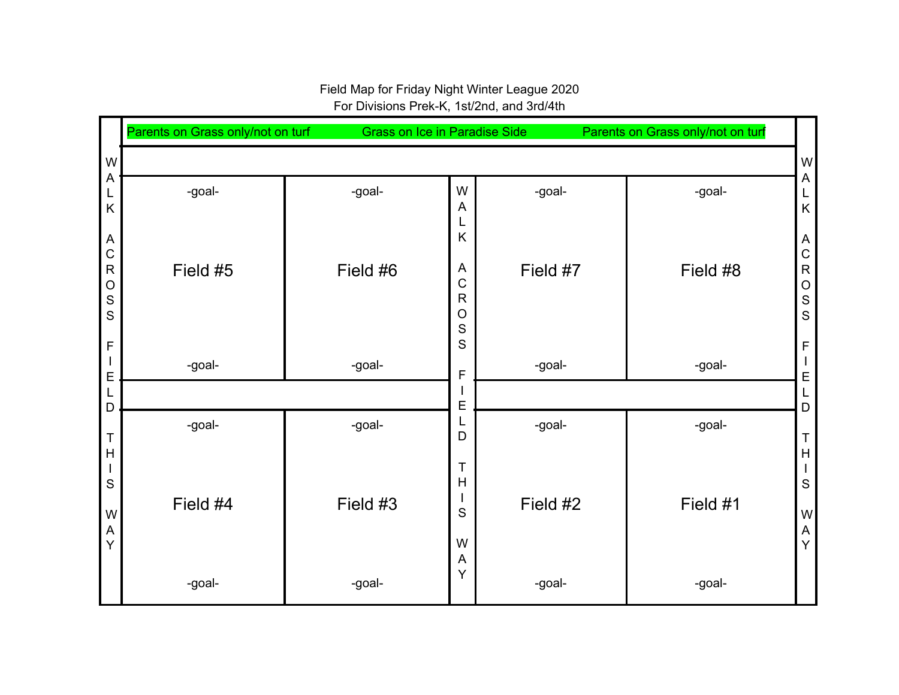Field Map for Friday Night Winter League 2020

For Divisions Prek-K, 1st/2nd, and 3rd/4th

Parents on Grass only/not on turf Grass on Ice in Paradise Side Parents on Grass only/not on turf

| WALK ACROSS FIELD THIS WAY | | | WALK ACROSS FIELD THIS WAY | | | WALK ACROSS FIELD THIS WAY |
|---|---|---|---|---|---|---|
| | -goal- Field #5 -goal- | -goal- Field #6 -goal- | | -goal- Field #7 -goal- | -goal- Field #8 -goal- | |
| | -goal- Field #4 -goal- | -goal- Field #3 -goal- | | -goal- Field #2 -goal- | -goal- Field #1 -goal- | |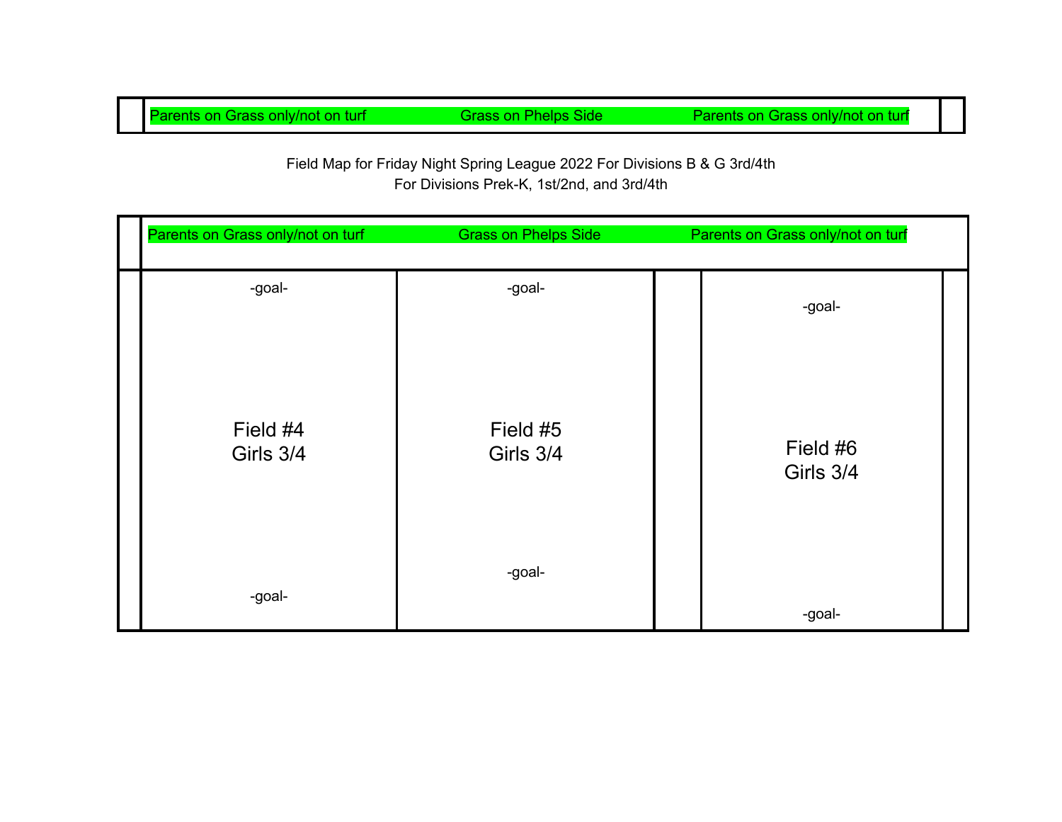| Parents on Grass only/not on turf | Grass on Phelps Side | Parents on Grass only/not on turf |
|---|---|---|

Field Map for Friday Night Spring League 2022 For Divisions B & G 3rd/4th
For Divisions Prek-K, 1st/2nd, and 3rd/4th

| Parents on Grass only/not on turf | Grass on Phelps Side | Parents on Grass only/not on turf |
|---|---|---|
| -goal- | -goal- | -goal- |
| Field #4<br>Girls 3/4 | Field #5<br>Girls 3/4 | Field #6<br>Girls 3/4 |
| -goal- | -goal- | -goal- |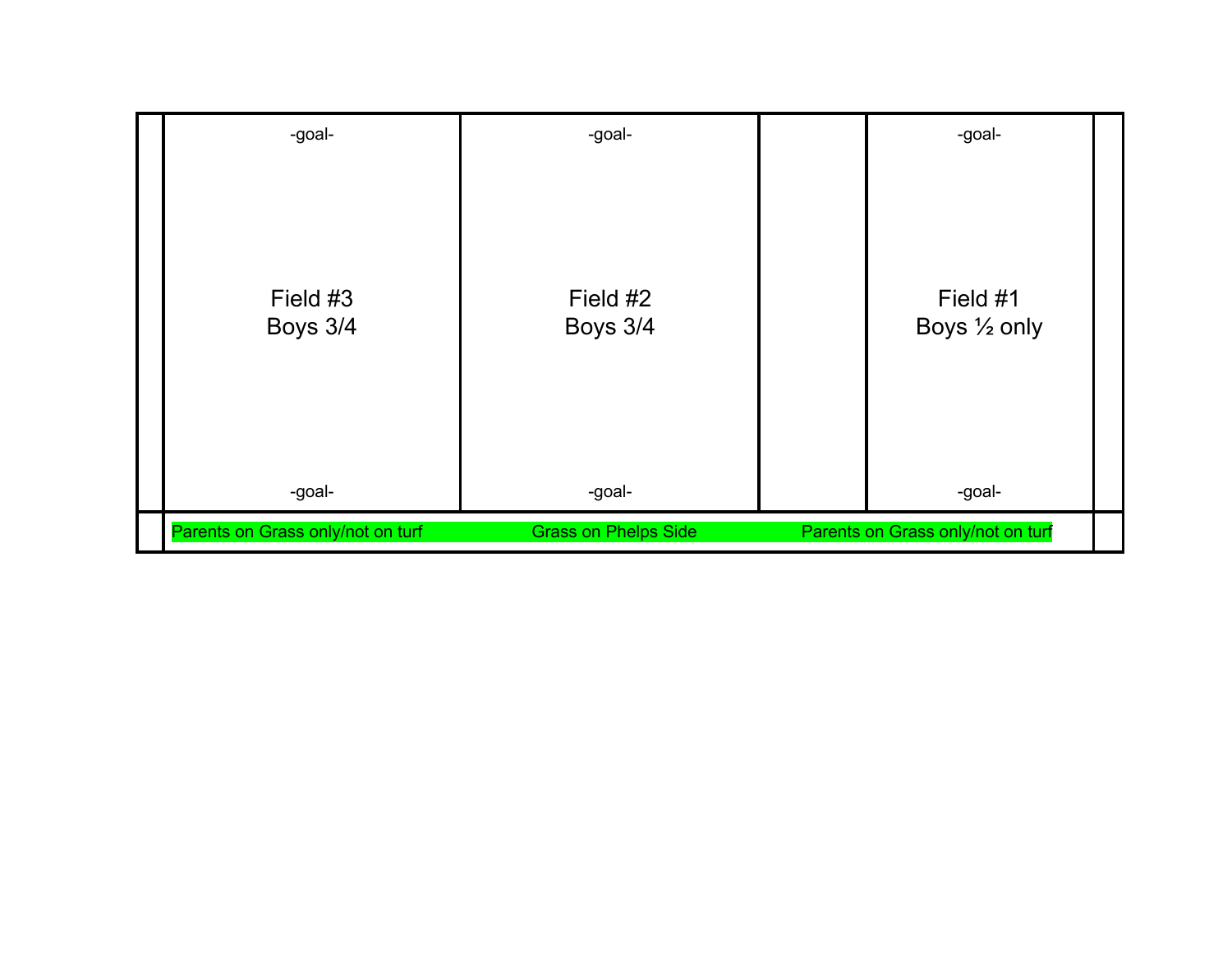| | | | | | |
|---|---|---|---|---|---|
| | -goal-<br><br>Field #3<br>Boys 3/4<br><br>-goal- | -goal-<br><br>Field #2<br>Boys 3/4<br><br>-goal- | | -goal-<br><br>Field #1<br>Boys ½ only<br><br>-goal- | |
| | Parents on Grass only/not on turf | Grass on Phelps Side | | Parents on Grass only/not on turf | |